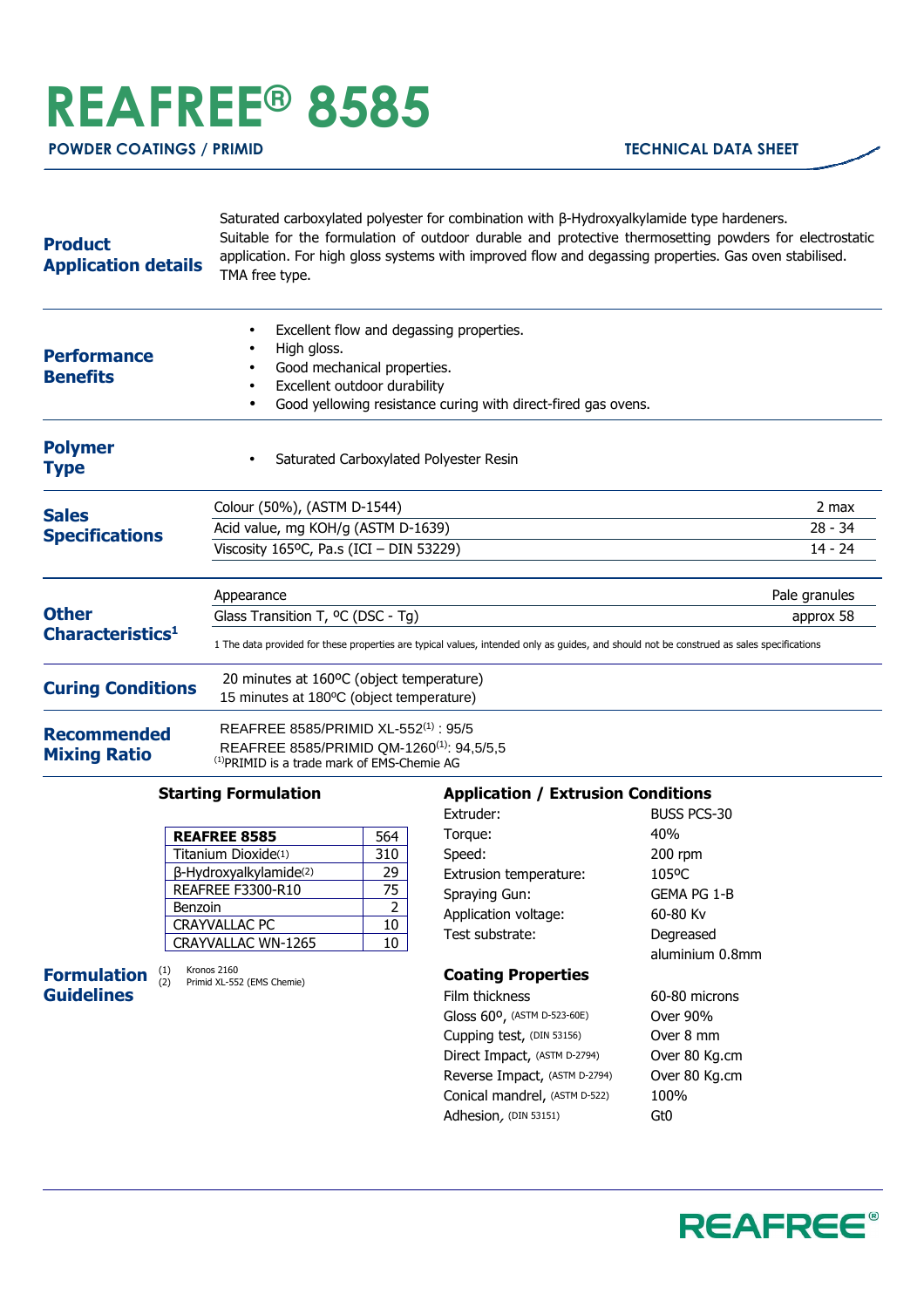# REAFREE® 8585

**POWDER COATINGS / PRIMID** | **TECHNICAL DATA SHEET**

## Product Application details

Saturated carboxylated polyester for combination with β-Hydroxyalkylamide type hardeners. Suitable for the formulation of outdoor durable and protective thermosetting powders for electrostatic application. For high gloss systems with improved flow and degassing properties. Gas oven stabilised. TMA free type.

## Performance Benefits

- Excellent flow and degassing properties.
- High gloss.
- Good mechanical properties.
- Excellent outdoor durability
- Good yellowing resistance curing with direct-fired gas ovens.

## Polymer Type

- Saturated Carboxylated Polyester Resin

## Sales Specifications

| Property | Value |
|---|---|
| Colour (50%), (ASTM D-1544) | 2 max |
| Acid value, mg KOH/g (ASTM D-1639) | 28 - 34 |
| Viscosity 165ºC, Pa.s (ICI – DIN 53229) | 14 - 24 |

## Other Characteristics[1]

| Property | Value |
|---|---|
| Appearance | Pale granules |
| Glass Transition T, ºC (DSC - Tg) | approx 58 |

1 The data provided for these properties are typical values, intended only as guides, and should not be construed as sales specifications

## Curing Conditions

20 minutes at 160ºC (object temperature)
15 minutes at 180ºC (object temperature)

## Recommended Mixing Ratio

REAFREE 8585/PRIMID XL-552[1] : 95/5
REAFREE 8585/PRIMID QM-1260[1]: 94,5/5,5
[1] PRIMID is a trade mark of EMS-Chemie AG

## Formulation Guidelines

### Starting Formulation

| Component | Amount |
|---|---|
| **REAFREE 8585** | 564 |
| Titanium Dioxide[1] | 310 |
| β-Hydroxyalkylamide[2] | 29 |
| REAFREE F3300-R10 | 75 |
| Benzoin | 2 |
| CRAYVALLAC PC | 10 |
| CRAYVALLAC WN-1265 | 10 |

(1) Kronos 2160
(2) Primid XL-552 (EMS Chemie)

### Application / Extrusion Conditions

| Parameter | Value |
|---|---|
| Extruder: | BUSS PCS-30 |
| Torque: | 40% |
| Speed: | 200 rpm |
| Extrusion temperature: | 105ºC |
| Spraying Gun: | GEMA PG 1-B |
| Application voltage: | 60-80 Kv |
| Test substrate: | Degreased aluminium 0.8mm |

### Coating Properties

| Property | Value |
|---|---|
| Film thickness | 60-80 microns |
| Gloss 60º, (ASTM D-523-60E) | Over 90% |
| Cupping test, (DIN 53156) | Over 8 mm |
| Direct Impact, (ASTM D-2794) | Over 80 Kg.cm |
| Reverse Impact, (ASTM D-2794) | Over 80 Kg.cm |
| Conical mandrel, (ASTM D-522) | 100% |
| Adhesion, (DIN 53151) | Gt0 |

REAFREE®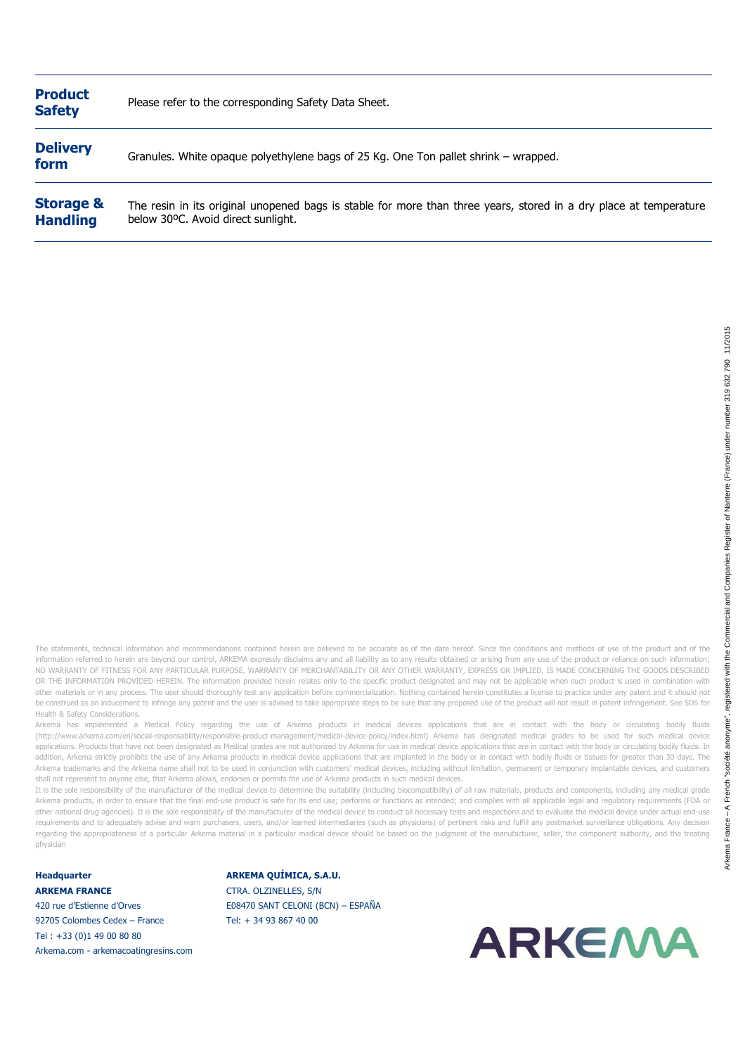| | |
|---|---|
| **Product Safety** | Please refer to the corresponding Safety Data Sheet. |
| **Delivery form** | Granules. White opaque polyethylene bags of 25 Kg. One Ton pallet shrink – wrapped. |
| **Storage & Handling** | The resin in its original unopened bags is stable for more than three years, stored in a dry place at temperature below 30ºC. Avoid direct sunlight. |

The statements, technical information and recommendations contained herein are believed to be accurate as of the date hereof. Since the conditions and methods of use of the product and of the information referred to herein are beyond our control, ARKEMA expressly disclaims any and all liability as to any results obtained or arising from any use of the product or reliance on such information; NO WARRANTY OF FITNESS FOR ANY PARTICULAR PURPOSE, WARRANTY OF MERCHANTABILITY OR ANY OTHER WARRANTY, EXPRESS OR IMPLIED, IS MADE CONCERNING THE GOODS DESCRIBED OR THE INFORMATION PROVIDED HEREIN. The information provided herein relates only to the specific product designated and may not be applicable when such product is used in combination with other materials or in any process. The user should thoroughly test any application before commercialization. Nothing contained herein constitutes a license to practice under any patent and it should not be construed as an inducement to infringe any patent and the user is advised to take appropriate steps to be sure that any proposed use of the product will not result in patent infringement. See SDS for Health & Safety Considerations.

Arkema has implemented a Medical Policy regarding the use of Arkema products in medical devices applications that are in contact with the body or circulating bodily fluids (http://www.arkema.com/en/social-responsability/responsible-product-management/medical-device-policy/index.html) Arkema has designated medical grades to be used for such medical device applications. Products that have not been designated as Medical grades are not authorized by Arkema for use in medical device applications that are in contact with the body or circulating bodily fluids. In addition, Arkema strictly prohibits the use of any Arkema products in medical device applications that are implanted in the body or in contact with bodily fluids or tissues for greater than 30 days. The Arkema trademarks and the Arkema name shall not to be used in conjunction with customers' medical devices, including without limitation, permanent or temporary implantable devices, and customers shall not represent to anyone else, that Arkema allows, endorses or permits the use of Arkema products in such medical devices.

It is the sole responsibility of the manufacturer of the medical device to determine the suitability (including biocompatibility) of all raw materials, products and components, including any medical grade Arkema products, in order to ensure that the final end-use product is safe for its end use; performs or functions as intended; and complies with all applicable legal and regulatory requirements (FDA or other national drug agencies). It is the sole responsibility of the manufacturer of the medical device to conduct all necessary tests and inspections and to evaluate the medical device under actual end-use requirements and to adequately advise and warn purchasers, users, and/or learned intermediaries (such as physicians) of pertinent risks and fulfill any postmarket surveillance obligations. Any decision regarding the appropriateness of a particular Arkema material in a particular medical device should be based on the judgment of the manufacturer, seller, the component authority, and the treating physician

**Headquarter**
**ARKEMA FRANCE**
420 rue d'Estienne d'Orves
92705 Colombes Cedex – France
Tel : +33 (0)1 49 00 80 80
Arkema.com - arkemacoatingresins.com

**ARKEMA QUÍMICA, S.A.U.**
CTRA. OLZINELLES, S/N
E08470 SANT CELONI (BCN) – ESPAÑA
Tel: + 34 93 867 40 00

ARKEMA

Arkema France – A French "société anonyme", registered with the Commercial and Companies Register of Nanterre (France) under number 319 632 790 11/2015